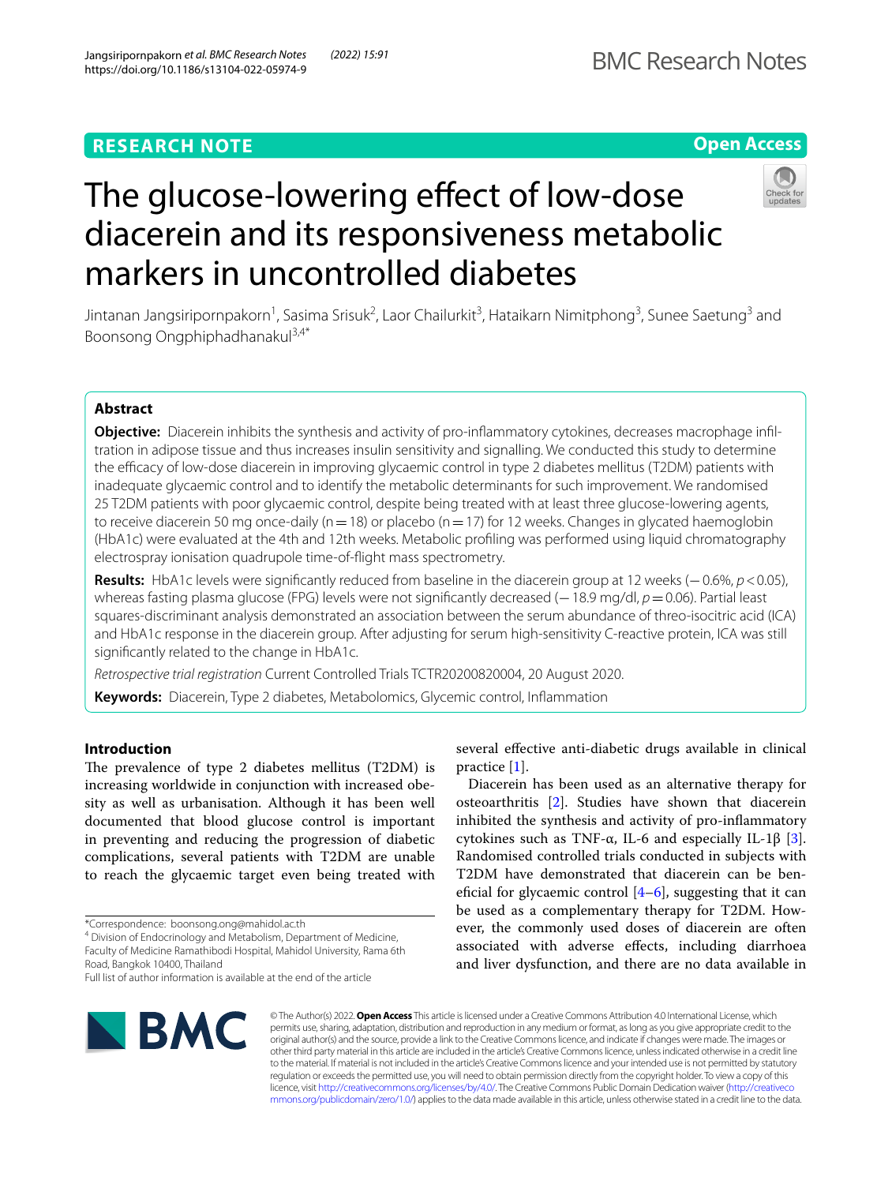RESEARCH NOTE

Open Access

# The glucose-lowering effect of low-dose diacerein and its responsiveness metabolic markers in uncontrolled diabetes

Jintanan Jangsiripornpakorn[1], Sasima Srisuk[2], Laor Chailurkit[3], Hataikarn Nimitphong[3], Sunee Saetung[3] and Boonsong Ongphiphadhanakul[3,4*]

## Abstract

**Objective:** Diacerein inhibits the synthesis and activity of pro-inflammatory cytokines, decreases macrophage infiltration in adipose tissue and thus increases insulin sensitivity and signalling. We conducted this study to determine the efficacy of low-dose diacerein in improving glycaemic control in type 2 diabetes mellitus (T2DM) patients with inadequate glycaemic control and to identify the metabolic determinants for such improvement. We randomised 25 T2DM patients with poor glycaemic control, despite being treated with at least three glucose-lowering agents, to receive diacerein 50 mg once-daily (n = 18) or placebo (n = 17) for 12 weeks. Changes in glycated haemoglobin (HbA1c) were evaluated at the 4th and 12th weeks. Metabolic profiling was performed using liquid chromatography electrospray ionisation quadrupole time-of-flight mass spectrometry.

**Results:** HbA1c levels were significantly reduced from baseline in the diacerein group at 12 weeks (− 0.6%, $p < 0.05$), whereas fasting plasma glucose (FPG) levels were not significantly decreased (− 18.9 mg/dl, $p = 0.06$). Partial least squares-discriminant analysis demonstrated an association between the serum abundance of threo-isocitric acid (ICA) and HbA1c response in the diacerein group. After adjusting for serum high-sensitivity C-reactive protein, ICA was still significantly related to the change in HbA1c.

*Retrospective trial registration* Current Controlled Trials TCTR20200820004, 20 August 2020.

**Keywords:** Diacerein, Type 2 diabetes, Metabolomics, Glycemic control, Inflammation

## Introduction

The prevalence of type 2 diabetes mellitus (T2DM) is increasing worldwide in conjunction with increased obesity as well as urbanisation. Although it has been well documented that blood glucose control is important in preventing and reducing the progression of diabetic complications, several patients with T2DM are unable to reach the glycaemic target even being treated with several effective anti-diabetic drugs available in clinical practice [1].

Diacerein has been used as an alternative therapy for osteoarthritis [2]. Studies have shown that diacerein inhibited the synthesis and activity of pro-inflammatory cytokines such as TNF-α, IL-6 and especially IL-1β [3]. Randomised controlled trials conducted in subjects with T2DM have demonstrated that diacerein can be beneficial for glycaemic control [4–6], suggesting that it can be used as a complementary therapy for T2DM. However, the commonly used doses of diacerein are often associated with adverse effects, including diarrhoea and liver dysfunction, and there are no data available in

*Correspondence: boonsong.ong@mahidol.ac.th

[4] Division of Endocrinology and Metabolism, Department of Medicine, Faculty of Medicine Ramathibodi Hospital, Mahidol University, Rama 6th Road, Bangkok 10400, Thailand

Full list of author information is available at the end of the article

© The Author(s) 2022. **Open Access** This article is licensed under a Creative Commons Attribution 4.0 International License, which permits use, sharing, adaptation, distribution and reproduction in any medium or format, as long as you give appropriate credit to the original author(s) and the source, provide a link to the Creative Commons licence, and indicate if changes were made. The images or other third party material in this article are included in the article's Creative Commons licence, unless indicated otherwise in a credit line to the material. If material is not included in the article's Creative Commons licence and your intended use is not permitted by statutory regulation or exceeds the permitted use, you will need to obtain permission directly from the copyright holder. To view a copy of this licence, visit http://creativecommons.org/licenses/by/4.0/. The Creative Commons Public Domain Dedication waiver (http://creativecommons.org/publicdomain/zero/1.0/) applies to the data made available in this article, unless otherwise stated in a credit line to the data.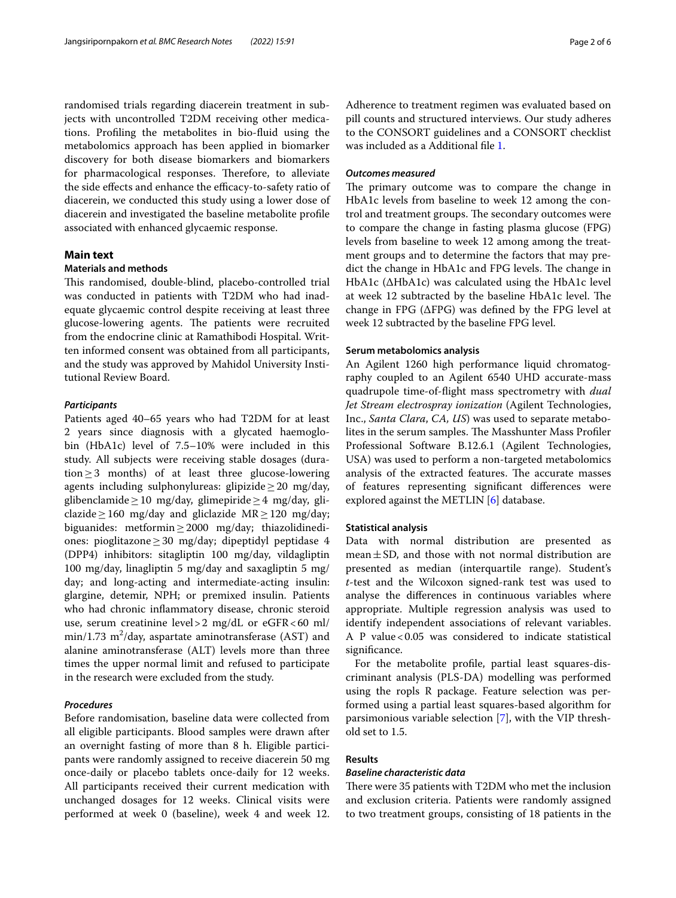randomised trials regarding diacerein treatment in subjects with uncontrolled T2DM receiving other medications. Profiling the metabolites in bio-fluid using the metabolomics approach has been applied in biomarker discovery for both disease biomarkers and biomarkers for pharmacological responses. Therefore, to alleviate the side effects and enhance the efficacy-to-safety ratio of diacerein, we conducted this study using a lower dose of diacerein and investigated the baseline metabolite profile associated with enhanced glycaemic response.

## Main text

### Materials and methods

This randomised, double-blind, placebo-controlled trial was conducted in patients with T2DM who had inadequate glycaemic control despite receiving at least three glucose-lowering agents. The patients were recruited from the endocrine clinic at Ramathibodi Hospital. Written informed consent was obtained from all participants, and the study was approved by Mahidol University Institutional Review Board.

#### *Participants*

Patients aged 40–65 years who had T2DM for at least 2 years since diagnosis with a glycated haemoglobin (HbA1c) level of 7.5–10% were included in this study. All subjects were receiving stable dosages (duration ≥ 3 months) of at least three glucose-lowering agents including sulphonylureas: glipizide ≥ 20 mg/day, glibenclamide ≥ 10 mg/day, glimepiride ≥ 4 mg/day, gliclazide ≥ 160 mg/day and gliclazide MR ≥ 120 mg/day; biguanides: metformin ≥ 2000 mg/day; thiazolidinediones: pioglitazone ≥ 30 mg/day; dipeptidyl peptidase 4 (DPP4) inhibitors: sitagliptin 100 mg/day, vildagliptin 100 mg/day, linagliptin 5 mg/day and saxagliptin 5 mg/day; and long-acting and intermediate-acting insulin: glargine, detemir, NPH; or premixed insulin. Patients who had chronic inflammatory disease, chronic steroid use, serum creatinine level > 2 mg/dL or eGFR < 60 ml/min/1.73 $m^2$/day, aspartate aminotransferase (AST) and alanine aminotransferase (ALT) levels more than three times the upper normal limit and refused to participate in the research were excluded from the study.

#### *Procedures*

Before randomisation, baseline data were collected from all eligible participants. Blood samples were drawn after an overnight fasting of more than 8 h. Eligible participants were randomly assigned to receive diacerein 50 mg once-daily or placebo tablets once-daily for 12 weeks. All participants received their current medication with unchanged dosages for 12 weeks. Clinical visits were performed at week 0 (baseline), week 4 and week 12. Adherence to treatment regimen was evaluated based on pill counts and structured interviews. Our study adheres to the CONSORT guidelines and a CONSORT checklist was included as a Additional file 1.

#### *Outcomes measured*

The primary outcome was to compare the change in HbA1c levels from baseline to week 12 among the control and treatment groups. The secondary outcomes were to compare the change in fasting plasma glucose (FPG) levels from baseline to week 12 among among the treatment groups and to determine the factors that may predict the change in HbA1c and FPG levels. The change in HbA1c (ΔHbA1c) was calculated using the HbA1c level at week 12 subtracted by the baseline HbA1c level. The change in FPG (ΔFPG) was defined by the FPG level at week 12 subtracted by the baseline FPG level.

#### Serum metabolomics analysis

An Agilent 1260 high performance liquid chromatography coupled to an Agilent 6540 UHD accurate-mass quadrupole time-of-flight mass spectrometry with *dual Jet Stream electrospray ionization* (Agilent Technologies, Inc., *Santa Clara, CA, US*) was used to separate metabolites in the serum samples. The Masshunter Mass Profiler Professional Software B.12.6.1 (Agilent Technologies, USA) was used to perform a non-targeted metabolomics analysis of the extracted features. The accurate masses of features representing significant differences were explored against the METLIN [6] database.

#### Statistical analysis

Data with normal distribution are presented as mean ± SD, and those with not normal distribution are presented as median (interquartile range). Student's *t*-test and the Wilcoxon signed-rank test was used to analyse the differences in continuous variables where appropriate. Multiple regression analysis was used to identify independent associations of relevant variables. A P value < 0.05 was considered to indicate statistical significance.

For the metabolite profile, partial least squares-discriminant analysis (PLS-DA) modelling was performed using the ropls R package. Feature selection was performed using a partial least squares-based algorithm for parsimonious variable selection [7], with the VIP threshold set to 1.5.

### Results

#### *Baseline characteristic data*

There were 35 patients with T2DM who met the inclusion and exclusion criteria. Patients were randomly assigned to two treatment groups, consisting of 18 patients in the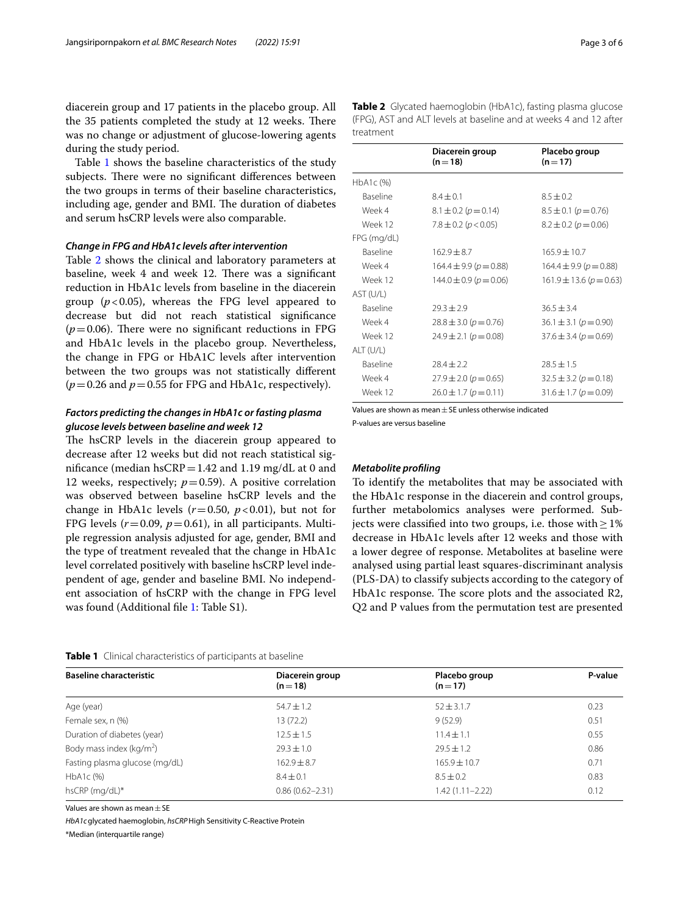diacerein group and 17 patients in the placebo group. All the 35 patients completed the study at 12 weeks. There was no change or adjustment of glucose-lowering agents during the study period.

Table 1 shows the baseline characteristics of the study subjects. There were no significant differences between the two groups in terms of their baseline characteristics, including age, gender and BMI. The duration of diabetes and serum hsCRP levels were also comparable.

### *Change in FPG and HbA1c levels after intervention*

Table 2 shows the clinical and laboratory parameters at baseline, week 4 and week 12. There was a significant reduction in HbA1c levels from baseline in the diacerein group ($p < 0.05$), whereas the FPG level appeared to decrease but did not reach statistical significance ($p = 0.06$). There were no significant reductions in FPG and HbA1c levels in the placebo group. Nevertheless, the change in FPG or HbA1C levels after intervention between the two groups was not statistically different ($p = 0.26$ and $p = 0.55$ for FPG and HbA1c, respectively).

### *Factors predicting the changes in HbA1c or fasting plasma glucose levels between baseline and week 12*

The hsCRP levels in the diacerein group appeared to decrease after 12 weeks but did not reach statistical significance (median hsCRP = 1.42 and 1.19 mg/dL at 0 and 12 weeks, respectively; $p = 0.59$). A positive correlation was observed between baseline hsCRP levels and the change in HbA1c levels ($r = 0.50$, $p < 0.01$), but not for FPG levels ($r = 0.09$, $p = 0.61$), in all participants. Multiple regression analysis adjusted for age, gender, BMI and the type of treatment revealed that the change in HbA1c level correlated positively with baseline hsCRP level independent of age, gender and baseline BMI. No independent association of hsCRP with the change in FPG level was found (Additional file 1: Table S1).

**Table 2** Glycated haemoglobin (HbA1c), fasting plasma glucose (FPG), AST and ALT levels at baseline and at weeks 4 and 12 after treatment

| | Diacerein group (n = 18) | Placebo group (n = 17) |
|---|---|---|
| HbA1c (%) | | |
| Baseline | 8.4 ± 0.1 | 8.5 ± 0.2 |
| Week 4 | 8.1 ± 0.2 ($p = 0.14$) | 8.5 ± 0.1 ($p = 0.76$) |
| Week 12 | 7.8 ± 0.2 ($p < 0.05$) | 8.2 ± 0.2 ($p = 0.06$) |
| FPG (mg/dL) | | |
| Baseline | 162.9 ± 8.7 | 165.9 ± 10.7 |
| Week 4 | 164.4 ± 9.9 ($p = 0.88$) | 164.4 ± 9.9 ($p = 0.88$) |
| Week 12 | 144.0 ± 0.9 ($p = 0.06$) | 161.9 ± 13.6 ($p = 0.63$) |
| AST (U/L) | | |
| Baseline | 29.3 ± 2.9 | 36.5 ± 3.4 |
| Week 4 | 28.8 ± 3.0 ($p = 0.76$) | 36.1 ± 3.1 ($p = 0.90$) |
| Week 12 | 24.9 ± 2.1 ($p = 0.08$) | 37.6 ± 3.4 ($p = 0.69$) |
| ALT (U/L) | | |
| Baseline | 28.4 ± 2.2 | 28.5 ± 1.5 |
| Week 4 | 27.9 ± 2.0 ($p = 0.65$) | 32.5 ± 3.2 ($p = 0.18$) |
| Week 12 | 26.0 ± 1.7 ($p = 0.11$) | 31.6 ± 1.7 ($p = 0.09$) |

Values are shown as mean ± SE unless otherwise indicated

P-values are versus baseline

### *Metabolite profiling*

To identify the metabolites that may be associated with the HbA1c response in the diacerein and control groups, further metabolomics analyses were performed. Subjects were classified into two groups, i.e. those with ≥ 1% decrease in HbA1c levels after 12 weeks and those with a lower degree of response. Metabolites at baseline were analysed using partial least squares-discriminant analysis (PLS-DA) to classify subjects according to the category of HbA1c response. The score plots and the associated R2, Q2 and P values from the permutation test are presented

**Table 1** Clinical characteristics of participants at baseline

| Baseline characteristic | Diacerein group (n = 18) | Placebo group (n = 17) | P-value |
|---|---|---|---|
| Age (year) | 54.7 ± 1.2 | 52 ± 3.1.7 | 0.23 |
| Female sex, n (%) | 13 (72.2) | 9 (52.9) | 0.51 |
| Duration of diabetes (year) | 12.5 ± 1.5 | 11.4 ± 1.1 | 0.55 |
| Body mass index (kg/m$^2$) | 29.3 ± 1.0 | 29.5 ± 1.2 | 0.86 |
| Fasting plasma glucose (mg/dL) | 162.9 ± 8.7 | 165.9 ± 10.7 | 0.71 |
| HbA1c (%) | 8.4 ± 0.1 | 8.5 ± 0.2 | 0.83 |
| hsCRP (mg/dL)* | 0.86 (0.62–2.31) | 1.42 (1.11–2.22) | 0.12 |

Values are shown as mean ± SE

*HbA1c* glycated haemoglobin, *hsCRP* High Sensitivity C-Reactive Protein

*Median (interquartile range)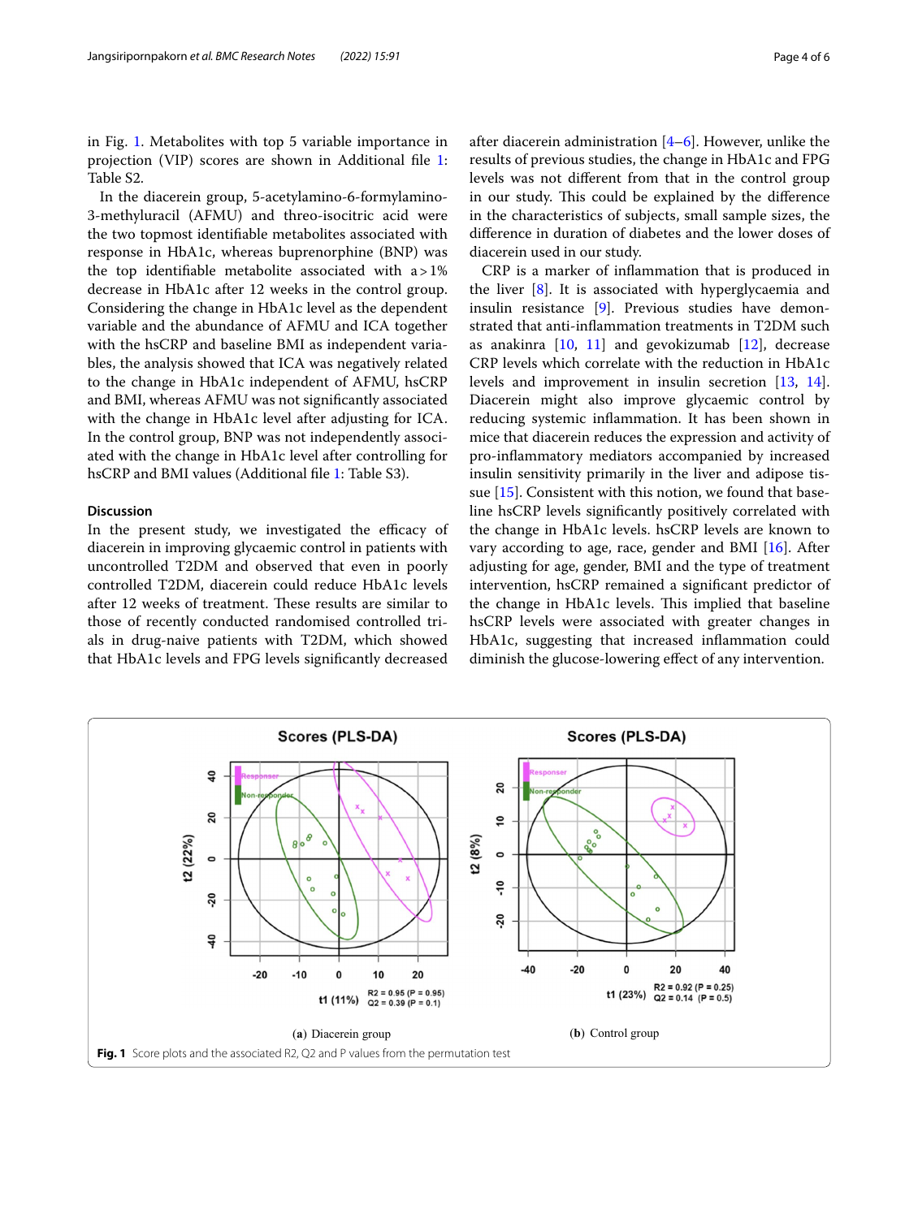in Fig. 1. Metabolites with top 5 variable importance in projection (VIP) scores are shown in Additional file 1: Table S2.

In the diacerein group, 5-acetylamino-6-formylamino-3-methyluracil (AFMU) and threo-isocitric acid were the two topmost identifiable metabolites associated with response in HbA1c, whereas buprenorphine (BNP) was the top identifiable metabolite associated with a > 1% decrease in HbA1c after 12 weeks in the control group. Considering the change in HbA1c level as the dependent variable and the abundance of AFMU and ICA together with the hsCRP and baseline BMI as independent variables, the analysis showed that ICA was negatively related to the change in HbA1c independent of AFMU, hsCRP and BMI, whereas AFMU was not significantly associated with the change in HbA1c level after adjusting for ICA. In the control group, BNP was not independently associated with the change in HbA1c level after controlling for hsCRP and BMI values (Additional file 1: Table S3).

## Discussion

In the present study, we investigated the efficacy of diacerein in improving glycaemic control in patients with uncontrolled T2DM and observed that even in poorly controlled T2DM, diacerein could reduce HbA1c levels after 12 weeks of treatment. These results are similar to those of recently conducted randomised controlled trials in drug-naive patients with T2DM, which showed that HbA1c levels and FPG levels significantly decreased after diacerein administration [4–6]. However, unlike the results of previous studies, the change in HbA1c and FPG levels was not different from that in the control group in our study. This could be explained by the difference in the characteristics of subjects, small sample sizes, the difference in duration of diabetes and the lower doses of diacerein used in our study.

CRP is a marker of inflammation that is produced in the liver [8]. It is associated with hyperglycaemia and insulin resistance [9]. Previous studies have demonstrated that anti-inflammation treatments in T2DM such as anakinra [10, 11] and gevokizumab [12], decrease CRP levels which correlate with the reduction in HbA1c levels and improvement in insulin secretion [13, 14]. Diacerein might also improve glycaemic control by reducing systemic inflammation. It has been shown in mice that diacerein reduces the expression and activity of pro-inflammatory mediators accompanied by increased insulin sensitivity primarily in the liver and adipose tissue [15]. Consistent with this notion, we found that baseline hsCRP levels significantly positively correlated with the change in HbA1c levels. hsCRP levels are known to vary according to age, race, gender and BMI [16]. After adjusting for age, gender, BMI and the type of treatment intervention, hsCRP remained a significant predictor of the change in HbA1c levels. This implied that baseline hsCRP levels were associated with greater changes in HbA1c, suggesting that increased inflammation could diminish the glucose-lowering effect of any intervention.

(a) Diacerein group

(b) Control group

**Fig. 1** Score plots and the associated R2, Q2 and P values from the permutation test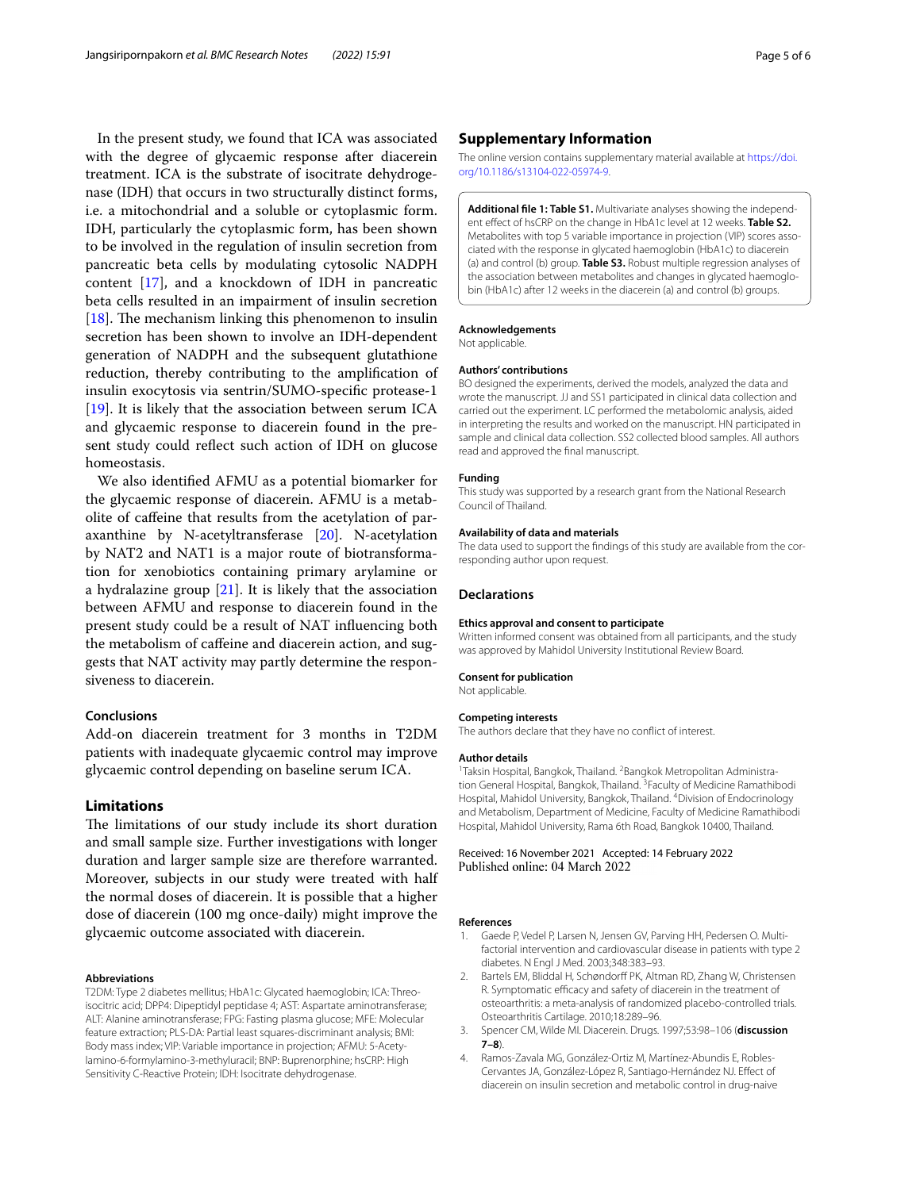In the present study, we found that ICA was associated with the degree of glycaemic response after diacerein treatment. ICA is the substrate of isocitrate dehydrogenase (IDH) that occurs in two structurally distinct forms, i.e. a mitochondrial and a soluble or cytoplasmic form. IDH, particularly the cytoplasmic form, has been shown to be involved in the regulation of insulin secretion from pancreatic beta cells by modulating cytosolic NADPH content [17], and a knockdown of IDH in pancreatic beta cells resulted in an impairment of insulin secretion [18]. The mechanism linking this phenomenon to insulin secretion has been shown to involve an IDH-dependent generation of NADPH and the subsequent glutathione reduction, thereby contributing to the amplification of insulin exocytosis via sentrin/SUMO-specific protease-1 [19]. It is likely that the association between serum ICA and glycaemic response to diacerein found in the present study could reflect such action of IDH on glucose homeostasis.

We also identified AFMU as a potential biomarker for the glycaemic response of diacerein. AFMU is a metabolite of caffeine that results from the acetylation of paraxanthine by N-acetyltransferase [20]. N-acetylation by NAT2 and NAT1 is a major route of biotransformation for xenobiotics containing primary arylamine or a hydralazine group [21]. It is likely that the association between AFMU and response to diacerein found in the present study could be a result of NAT influencing both the metabolism of caffeine and diacerein action, and suggests that NAT activity may partly determine the responsiveness to diacerein.

### Conclusions

Add-on diacerein treatment for 3 months in T2DM patients with inadequate glycaemic control may improve glycaemic control depending on baseline serum ICA.

## Limitations

The limitations of our study include its short duration and small sample size. Further investigations with longer duration and larger sample size are therefore warranted. Moreover, subjects in our study were treated with half the normal doses of diacerein. It is possible that a higher dose of diacerein (100 mg once-daily) might improve the glycaemic outcome associated with diacerein.

#### Abbreviations

T2DM: Type 2 diabetes mellitus; HbA1c: Glycated haemoglobin; ICA: Threo-isocitric acid; DPP4: Dipeptidyl peptidase 4; AST: Aspartate aminotransferase; ALT: Alanine aminotransferase; FPG: Fasting plasma glucose; MFE: Molecular feature extraction; PLS-DA: Partial least squares-discriminant analysis; BMI: Body mass index; VIP: Variable importance in projection; AFMU: 5-Acetylamino-6-formylamino-3-methyluracil; BNP: Buprenorphine; hsCRP: High Sensitivity C-Reactive Protein; IDH: Isocitrate dehydrogenase.

## Supplementary Information

The online version contains supplementary material available at https://doi.org/10.1186/s13104-022-05974-9.

**Additional file 1: Table S1.** Multivariate analyses showing the independent effect of hsCRP on the change in HbA1c level at 12 weeks. **Table S2.** Metabolites with top 5 variable importance in projection (VIP) scores associated with the response in glycated haemoglobin (HbA1c) to diacerein (a) and control (b) group. **Table S3.** Robust multiple regression analyses of the association between metabolites and changes in glycated haemoglobin (HbA1c) after 12 weeks in the diacerein (a) and control (b) groups.

#### Acknowledgements

Not applicable.

#### Authors' contributions

BO designed the experiments, derived the models, analyzed the data and wrote the manuscript. JJ and SS1 participated in clinical data collection and carried out the experiment. LC performed the metabolomic analysis, aided in interpreting the results and worked on the manuscript. HN participated in sample and clinical data collection. SS2 collected blood samples. All authors read and approved the final manuscript.

#### Funding

This study was supported by a research grant from the National Research Council of Thailand.

#### Availability of data and materials

The data used to support the findings of this study are available from the corresponding author upon request.

### Declarations

#### Ethics approval and consent to participate

Written informed consent was obtained from all participants, and the study was approved by Mahidol University Institutional Review Board.

#### Consent for publication

Not applicable.

#### Competing interests

The authors declare that they have no conflict of interest.

#### Author details

[1] Taksin Hospital, Bangkok, Thailand. [2] Bangkok Metropolitan Administration General Hospital, Bangkok, Thailand. [3] Faculty of Medicine Ramathibodi Hospital, Mahidol University, Bangkok, Thailand. [4] Division of Endocrinology and Metabolism, Department of Medicine, Faculty of Medicine Ramathibodi Hospital, Mahidol University, Rama 6th Road, Bangkok 10400, Thailand.

Received: 16 November 2021 Accepted: 14 February 2022
Published online: 04 March 2022

#### References

1. Gaede P, Vedel P, Larsen N, Jensen GV, Parving HH, Pedersen O. Multifactorial intervention and cardiovascular disease in patients with type 2 diabetes. N Engl J Med. 2003;348:383–93.
2. Bartels EM, Bliddal H, Schøndorff PK, Altman RD, Zhang W, Christensen R. Symptomatic efficacy and safety of diacerein in the treatment of osteoarthritis: a meta-analysis of randomized placebo-controlled trials. Osteoarthritis Cartilage. 2010;18:289–96.
3. Spencer CM, Wilde MI. Diacerein. Drugs. 1997;53:98–106 (**discussion 7–8**).
4. Ramos-Zavala MG, González-Ortiz M, Martínez-Abundis E, Robles-Cervantes JA, González-López R, Santiago-Hernández NJ. Effect of diacerein on insulin secretion and metabolic control in drug-naive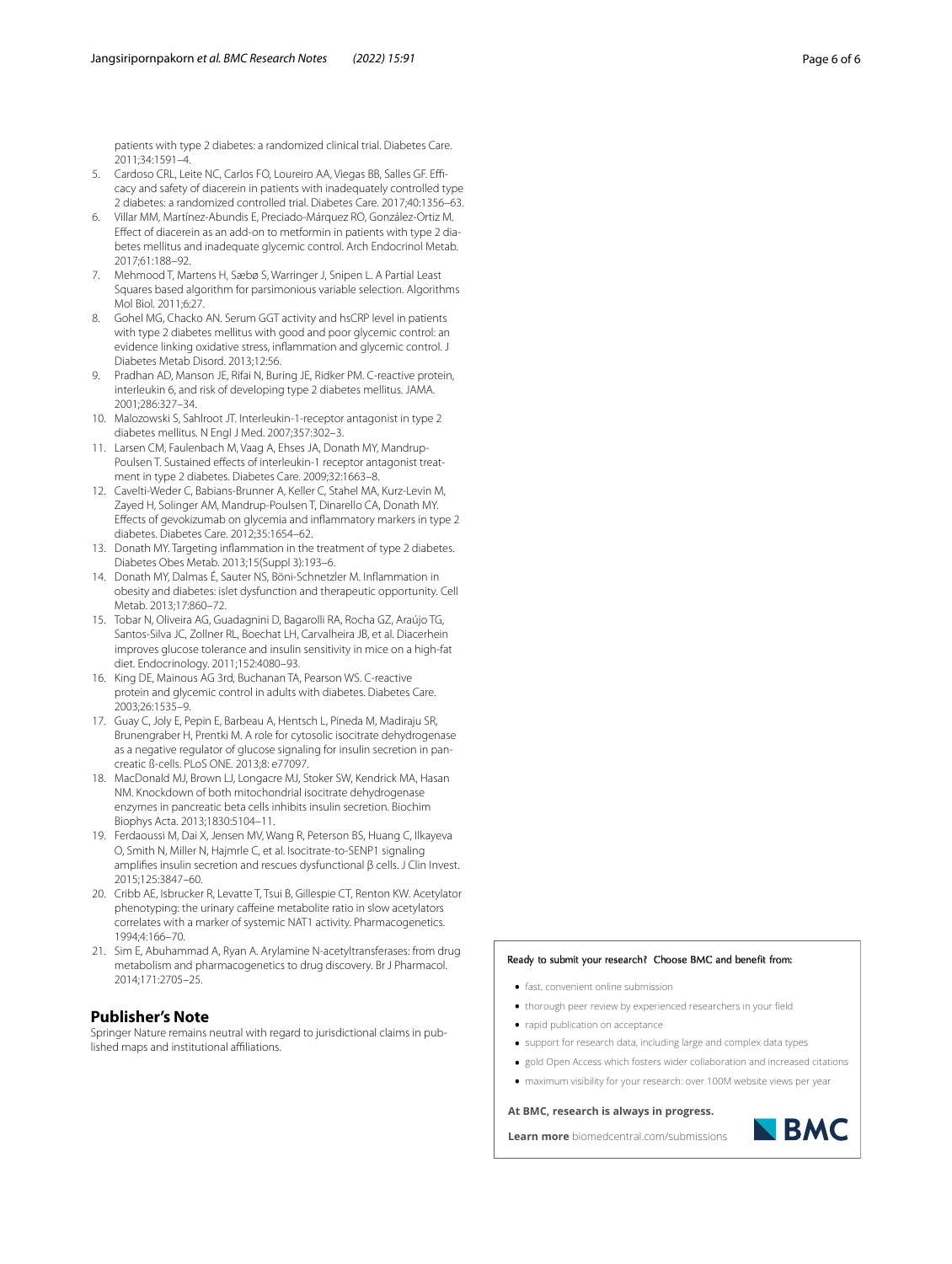patients with type 2 diabetes: a randomized clinical trial. Diabetes Care. 2011;34:1591–4.

5. Cardoso CRL, Leite NC, Carlos FO, Loureiro AA, Viegas BB, Salles GF. Efficacy and safety of diacerein in patients with inadequately controlled type 2 diabetes: a randomized controlled trial. Diabetes Care. 2017;40:1356–63.
6. Villar MM, Martínez-Abundis E, Preciado-Márquez RO, González-Ortiz M. Effect of diacerein as an add-on to metformin in patients with type 2 diabetes mellitus and inadequate glycemic control. Arch Endocrinol Metab. 2017;61:188–92.
7. Mehmood T, Martens H, Sæbø S, Warringer J, Snipen L. A Partial Least Squares based algorithm for parsimonious variable selection. Algorithms Mol Biol. 2011;6:27.
8. Gohel MG, Chacko AN. Serum GGT activity and hsCRP level in patients with type 2 diabetes mellitus with good and poor glycemic control: an evidence linking oxidative stress, inflammation and glycemic control. J Diabetes Metab Disord. 2013;12:56.
9. Pradhan AD, Manson JE, Rifai N, Buring JE, Ridker PM. C-reactive protein, interleukin 6, and risk of developing type 2 diabetes mellitus. JAMA. 2001;286:327–34.
10. Malozowski S, Sahlroot JT. Interleukin-1-receptor antagonist in type 2 diabetes mellitus. N Engl J Med. 2007;357:302–3.
11. Larsen CM, Faulenbach M, Vaag A, Ehses JA, Donath MY, Mandrup-Poulsen T. Sustained effects of interleukin-1 receptor antagonist treatment in type 2 diabetes. Diabetes Care. 2009;32:1663–8.
12. Cavelti-Weder C, Babians-Brunner A, Keller C, Stahel MA, Kurz-Levin M, Zayed H, Solinger AM, Mandrup-Poulsen T, Dinarello CA, Donath MY. Effects of gevokizumab on glycemia and inflammatory markers in type 2 diabetes. Diabetes Care. 2012;35:1654–62.
13. Donath MY. Targeting inflammation in the treatment of type 2 diabetes. Diabetes Obes Metab. 2013;15(Suppl 3):193–6.
14. Donath MY, Dalmas É, Sauter NS, Böni-Schnetzler M. Inflammation in obesity and diabetes: islet dysfunction and therapeutic opportunity. Cell Metab. 2013;17:860–72.
15. Tobar N, Oliveira AG, Guadagnini D, Bagarolli RA, Rocha GZ, Araújo TG, Santos-Silva JC, Zollner RL, Boechat LH, Carvalheira JB, et al. Diacerhein improves glucose tolerance and insulin sensitivity in mice on a high-fat diet. Endocrinology. 2011;152:4080–93.
16. King DE, Mainous AG 3rd, Buchanan TA, Pearson WS. C-reactive protein and glycemic control in adults with diabetes. Diabetes Care. 2003;26:1535–9.
17. Guay C, Joly E, Pepin E, Barbeau A, Hentsch L, Pineda M, Madiraju SR, Brunengraber H, Prentki M. A role for cytosolic isocitrate dehydrogenase as a negative regulator of glucose signaling for insulin secretion in pancreatic ß-cells. PLoS ONE. 2013;8: e77097.
18. MacDonald MJ, Brown LJ, Longacre MJ, Stoker SW, Kendrick MA, Hasan NM. Knockdown of both mitochondrial isocitrate dehydrogenase enzymes in pancreatic beta cells inhibits insulin secretion. Biochim Biophys Acta. 2013;1830:5104–11.
19. Ferdaoussi M, Dai X, Jensen MV, Wang R, Peterson BS, Huang C, Ilkayeva O, Smith N, Miller N, Hajmrle C, et al. Isocitrate-to-SENP1 signaling amplifies insulin secretion and rescues dysfunctional β cells. J Clin Invest. 2015;125:3847–60.
20. Cribb AE, Isbrucker R, Levatte T, Tsui B, Gillespie CT, Renton KW. Acetylator phenotyping: the urinary caffeine metabolite ratio in slow acetylators correlates with a marker of systemic NAT1 activity. Pharmacogenetics. 1994;4:166–70.
21. Sim E, Abuhammad A, Ryan A. Arylamine N-acetyltransferases: from drug metabolism and pharmacogenetics to drug discovery. Br J Pharmacol. 2014;171:2705–25.

## Publisher's Note

Springer Nature remains neutral with regard to jurisdictional claims in published maps and institutional affiliations.

Ready to submit your research? Choose BMC and benefit from:

- fast, convenient online submission
- thorough peer review by experienced researchers in your field
- rapid publication on acceptance
- support for research data, including large and complex data types
- gold Open Access which fosters wider collaboration and increased citations
- maximum visibility for your research: over 100M website views per year

**At BMC, research is always in progress.**

**Learn more** biomedcentral.com/submissions

BMC